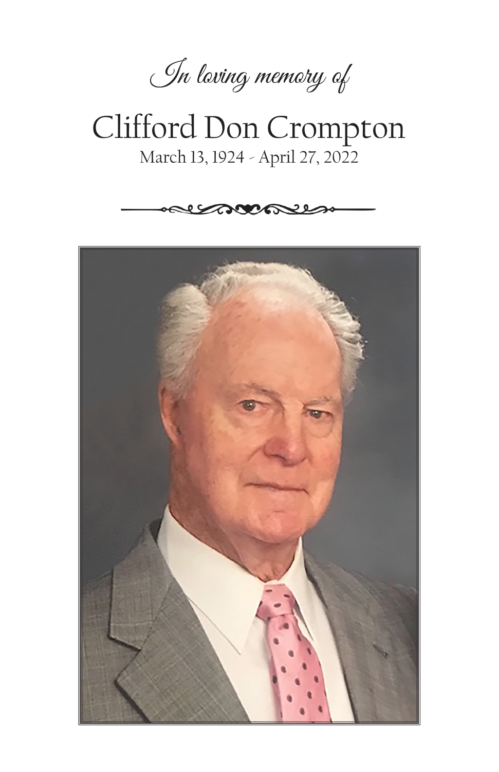*In loving memory of*

# Clifford Don Crompton

March 13, 1924 - April 27, 2022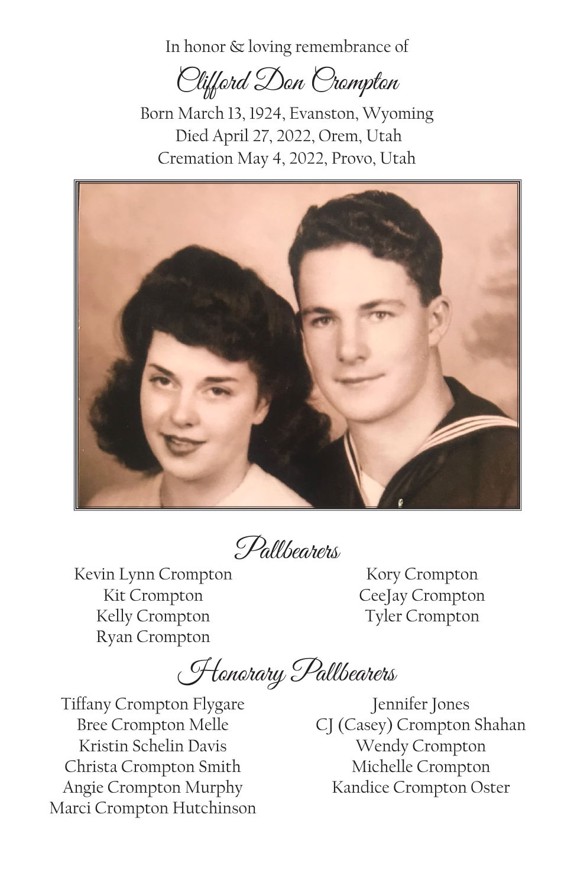In honor & loving remembrance of

# Clifford Don Crompton

Born March 13, 1924, Evanston, Wyoming
Died April 27, 2022, Orem, Utah
Cremation May 4, 2022, Provo, Utah

## Pallbearers

Kevin Lynn Crompton
Kit Crompton
Kelly Crompton
Ryan Crompton
Kory Crompton
CeeJay Crompton
Tyler Crompton

## Honorary Pallbearers

Tiffany Crompton Flygare
Bree Crompton Melle
Kristin Schelin Davis
Christa Crompton Smith
Angie Crompton Murphy
Marci Crompton Hutchinson
Jennifer Jones
CJ (Casey) Crompton Shahan
Wendy Crompton
Michelle Crompton
Kandice Crompton Oster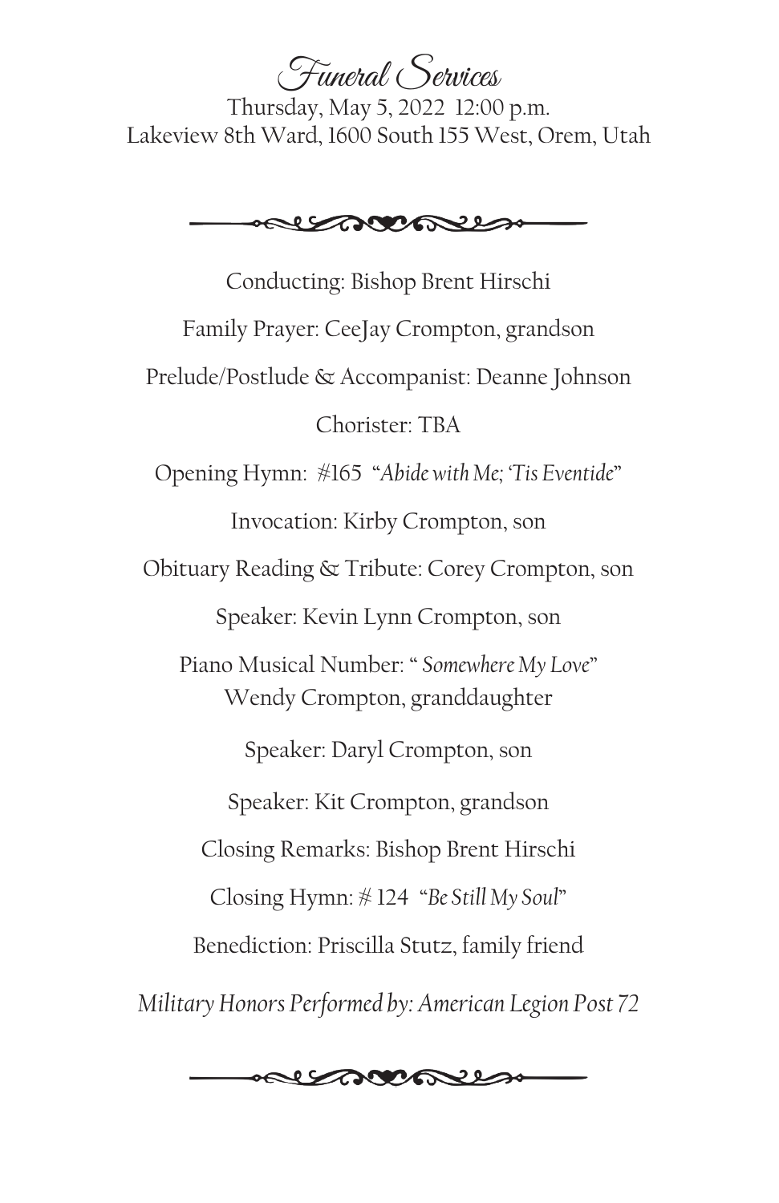# Funeral Services

Thursday, May 5, 2022 12:00 p.m.
Lakeview 8th Ward, 1600 South 155 West, Orem, Utah

Conducting: Bishop Brent Hirschi

Family Prayer: CeeJay Crompton, grandson

Prelude/Postlude & Accompanist: Deanne Johnson

Chorister: TBA

Opening Hymn: #165 "*Abide with Me; 'Tis Eventide*"

Invocation: Kirby Crompton, son

Obituary Reading & Tribute: Corey Crompton, son

Speaker: Kevin Lynn Crompton, son

Piano Musical Number: " *Somewhere My Love*"
Wendy Crompton, granddaughter

Speaker: Daryl Crompton, son

Speaker: Kit Crompton, grandson

Closing Remarks: Bishop Brent Hirschi

Closing Hymn: # 124 "*Be Still My Soul*"

Benediction: Priscilla Stutz, family friend

*Military Honors Performed by: American Legion Post 72*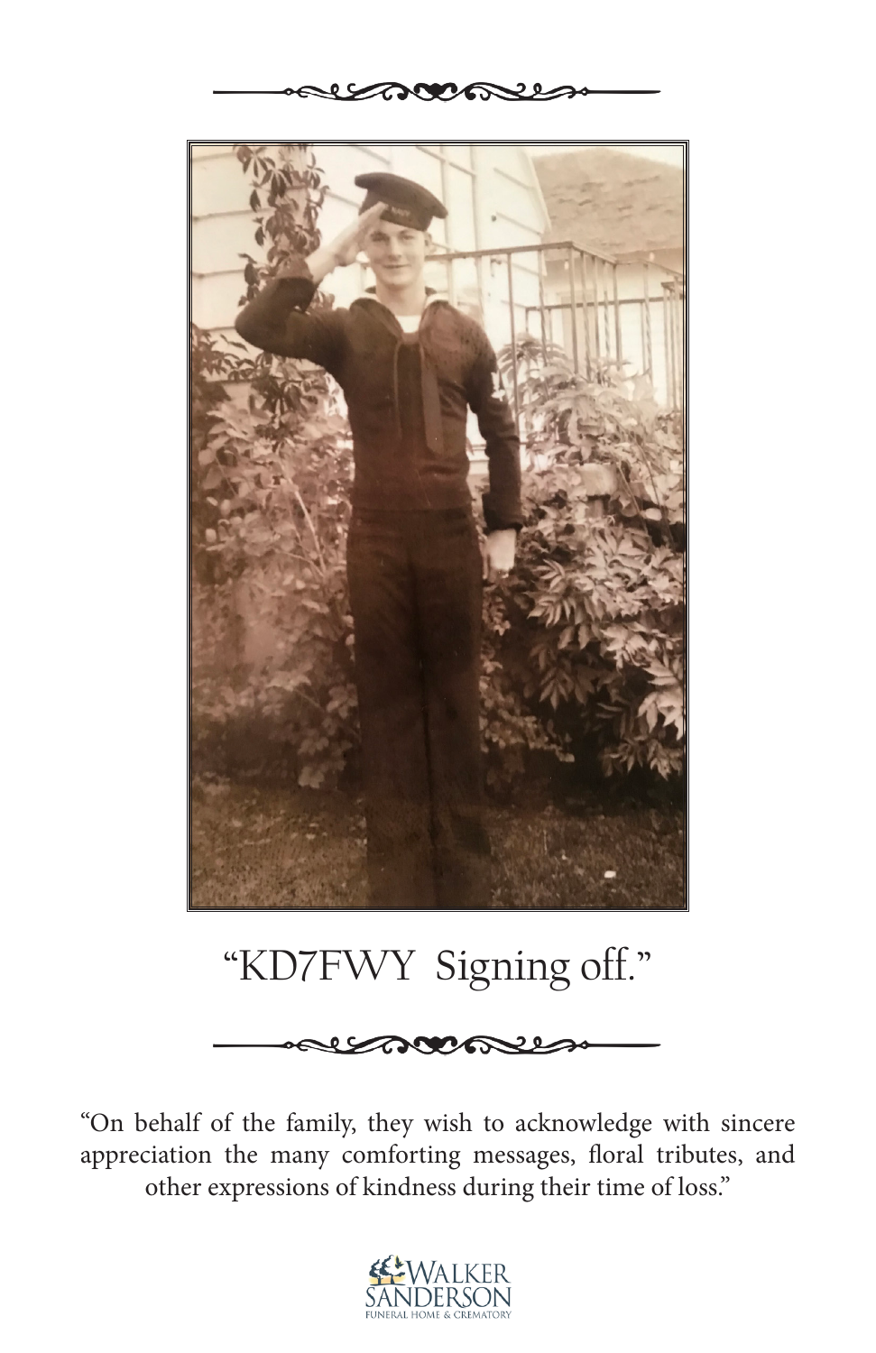"KD7FWY Signing off."

"On behalf of the family, they wish to acknowledge with sincere appreciation the many comforting messages, floral tributes, and other expressions of kindness during their time of loss."

WALKER SANDERSON
FUNERAL HOME & CREMATORY